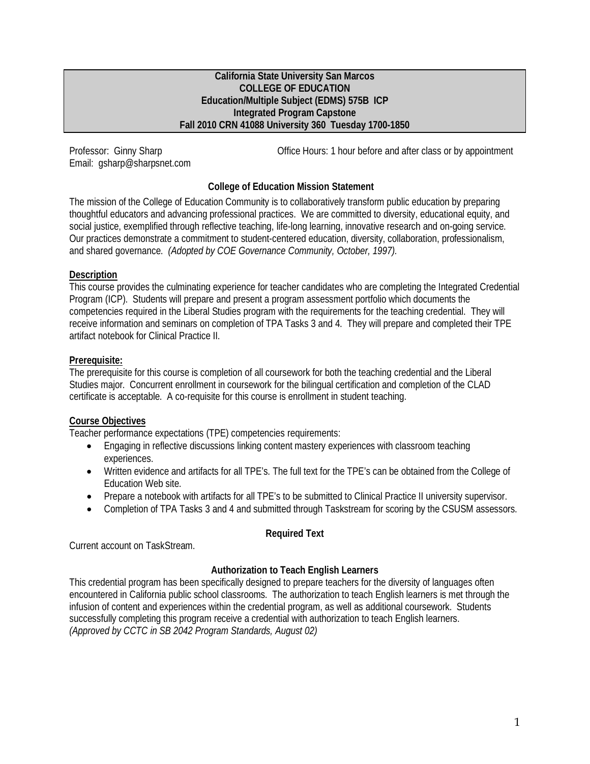**California State University San Marcos**
**COLLEGE OF EDUCATION**
**Education/Multiple Subject (EDMS) 575B ICP**
**Integrated Program Capstone**
**Fall 2010 CRN 41088 University 360 Tuesday 1700-1850**

Professor: Ginny Sharp
Email: gsharp@sharpsnet.com

Office Hours: 1 hour before and after class or by appointment

### College of Education Mission Statement

The mission of the College of Education Community is to collaboratively transform public education by preparing thoughtful educators and advancing professional practices. We are committed to diversity, educational equity, and social justice, exemplified through reflective teaching, life-long learning, innovative research and on-going service. Our practices demonstrate a commitment to student-centered education, diversity, collaboration, professionalism, and shared governance. *(Adopted by COE Governance Community, October, 1997).*

**Description**

This course provides the culminating experience for teacher candidates who are completing the Integrated Credential Program (ICP). Students will prepare and present a program assessment portfolio which documents the competencies required in the Liberal Studies program with the requirements for the teaching credential. They will receive information and seminars on completion of TPA Tasks 3 and 4. They will prepare and completed their TPE artifact notebook for Clinical Practice II.

**Prerequisite:**

The prerequisite for this course is completion of all coursework for both the teaching credential and the Liberal Studies major. Concurrent enrollment in coursework for the bilingual certification and completion of the CLAD certificate is acceptable. A co-requisite for this course is enrollment in student teaching.

**Course Objectives**

Teacher performance expectations (TPE) competencies requirements:

- Engaging in reflective discussions linking content mastery experiences with classroom teaching experiences.
- Written evidence and artifacts for all TPE's. The full text for the TPE's can be obtained from the College of Education Web site.
- Prepare a notebook with artifacts for all TPE's to be submitted to Clinical Practice II university supervisor.
- Completion of TPA Tasks 3 and 4 and submitted through Taskstream for scoring by the CSUSM assessors.

### Required Text

Current account on TaskStream.

### Authorization to Teach English Learners

This credential program has been specifically designed to prepare teachers for the diversity of languages often encountered in California public school classrooms. The authorization to teach English learners is met through the infusion of content and experiences within the credential program, as well as additional coursework. Students successfully completing this program receive a credential with authorization to teach English learners.
*(Approved by CCTC in SB 2042 Program Standards, August 02)*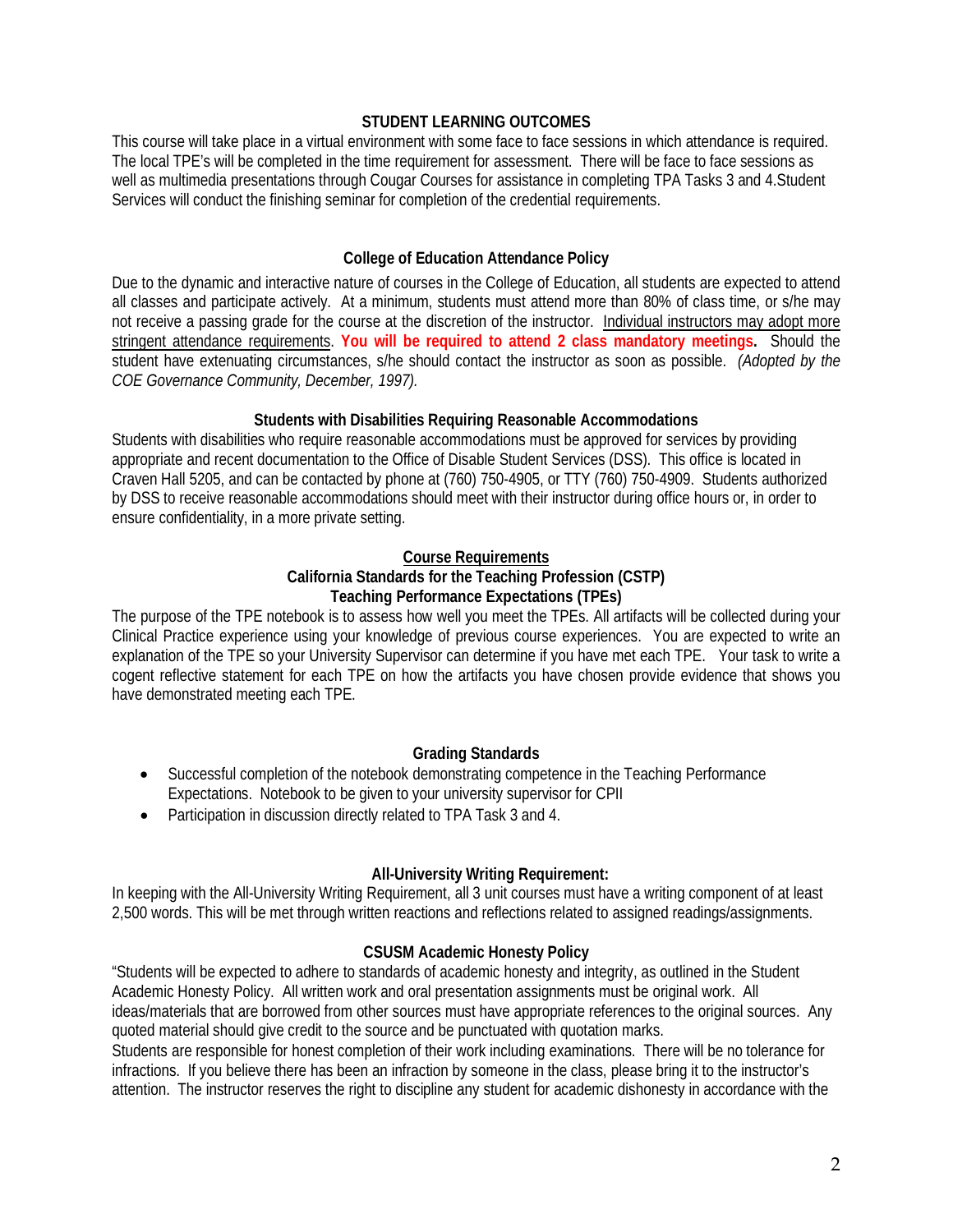## STUDENT LEARNING OUTCOMES

This course will take place in a virtual environment with some face to face sessions in which attendance is required. The local TPE's will be completed in the time requirement for assessment. There will be face to face sessions as well as multimedia presentations through Cougar Courses for assistance in completing TPA Tasks 3 and 4.Student Services will conduct the finishing seminar for completion of the credential requirements.

### College of Education Attendance Policy

Due to the dynamic and interactive nature of courses in the College of Education, all students are expected to attend all classes and participate actively. At a minimum, students must attend more than 80% of class time, or s/he may not receive a passing grade for the course at the discretion of the instructor. Individual instructors may adopt more stringent attendance requirements. **You will be required to attend 2 class mandatory meetings.** Should the student have extenuating circumstances, s/he should contact the instructor as soon as possible. *(Adopted by the COE Governance Community, December, 1997).*

### Students with Disabilities Requiring Reasonable Accommodations

Students with disabilities who require reasonable accommodations must be approved for services by providing appropriate and recent documentation to the Office of Disable Student Services (DSS). This office is located in Craven Hall 5205, and can be contacted by phone at (760) 750-4905, or TTY (760) 750-4909. Students authorized by DSS to receive reasonable accommodations should meet with their instructor during office hours or, in order to ensure confidentiality, in a more private setting.

### Course Requirements
### California Standards for the Teaching Profession (CSTP)
### Teaching Performance Expectations (TPEs)

The purpose of the TPE notebook is to assess how well you meet the TPEs. All artifacts will be collected during your Clinical Practice experience using your knowledge of previous course experiences. You are expected to write an explanation of the TPE so your University Supervisor can determine if you have met each TPE. Your task to write a cogent reflective statement for each TPE on how the artifacts you have chosen provide evidence that shows you have demonstrated meeting each TPE.

### Grading Standards

- Successful completion of the notebook demonstrating competence in the Teaching Performance Expectations. Notebook to be given to your university supervisor for CPII
- Participation in discussion directly related to TPA Task 3 and 4.

### All-University Writing Requirement:

In keeping with the All-University Writing Requirement, all 3 unit courses must have a writing component of at least 2,500 words. This will be met through written reactions and reflections related to assigned readings/assignments.

### CSUSM Academic Honesty Policy

"Students will be expected to adhere to standards of academic honesty and integrity, as outlined in the Student Academic Honesty Policy. All written work and oral presentation assignments must be original work. All ideas/materials that are borrowed from other sources must have appropriate references to the original sources. Any quoted material should give credit to the source and be punctuated with quotation marks.

Students are responsible for honest completion of their work including examinations. There will be no tolerance for infractions. If you believe there has been an infraction by someone in the class, please bring it to the instructor's attention. The instructor reserves the right to discipline any student for academic dishonesty in accordance with the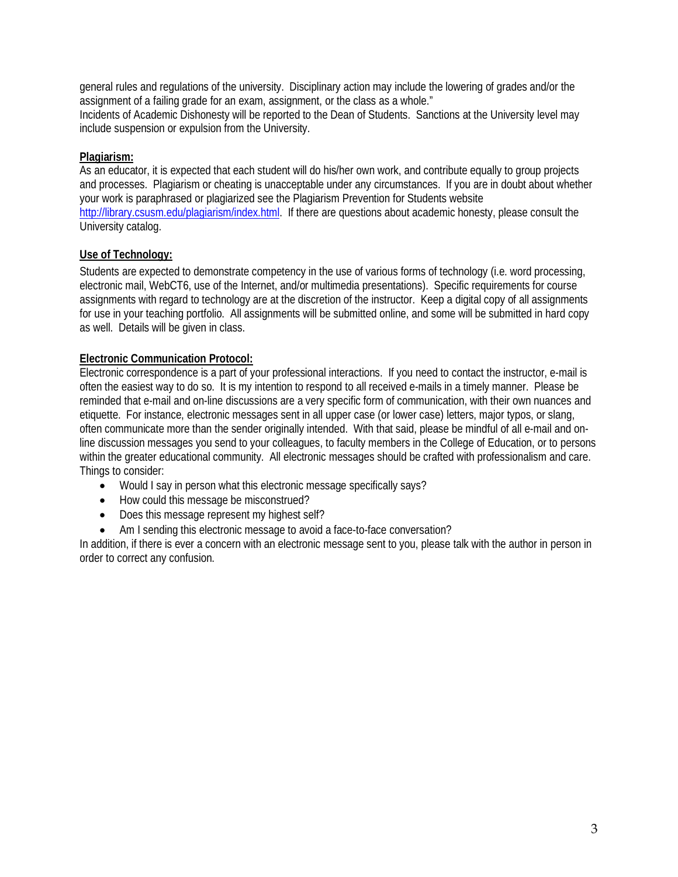general rules and regulations of the university. Disciplinary action may include the lowering of grades and/or the assignment of a failing grade for an exam, assignment, or the class as a whole."
Incidents of Academic Dishonesty will be reported to the Dean of Students. Sanctions at the University level may include suspension or expulsion from the University.

**Plagiarism:**

As an educator, it is expected that each student will do his/her own work, and contribute equally to group projects and processes. Plagiarism or cheating is unacceptable under any circumstances. If you are in doubt about whether your work is paraphrased or plagiarized see the Plagiarism Prevention for Students website http://library.csusm.edu/plagiarism/index.html. If there are questions about academic honesty, please consult the University catalog.

**Use of Technology:**

Students are expected to demonstrate competency in the use of various forms of technology (i.e. word processing, electronic mail, WebCT6, use of the Internet, and/or multimedia presentations). Specific requirements for course assignments with regard to technology are at the discretion of the instructor. Keep a digital copy of all assignments for use in your teaching portfolio. All assignments will be submitted online, and some will be submitted in hard copy as well. Details will be given in class.

**Electronic Communication Protocol:**

Electronic correspondence is a part of your professional interactions. If you need to contact the instructor, e-mail is often the easiest way to do so. It is my intention to respond to all received e-mails in a timely manner. Please be reminded that e-mail and on-line discussions are a very specific form of communication, with their own nuances and etiquette. For instance, electronic messages sent in all upper case (or lower case) letters, major typos, or slang, often communicate more than the sender originally intended. With that said, please be mindful of all e-mail and on-line discussion messages you send to your colleagues, to faculty members in the College of Education, or to persons within the greater educational community. All electronic messages should be crafted with professionalism and care.
Things to consider:

- Would I say in person what this electronic message specifically says?
- How could this message be misconstrued?
- Does this message represent my highest self?
- Am I sending this electronic message to avoid a face-to-face conversation?

In addition, if there is ever a concern with an electronic message sent to you, please talk with the author in person in order to correct any confusion.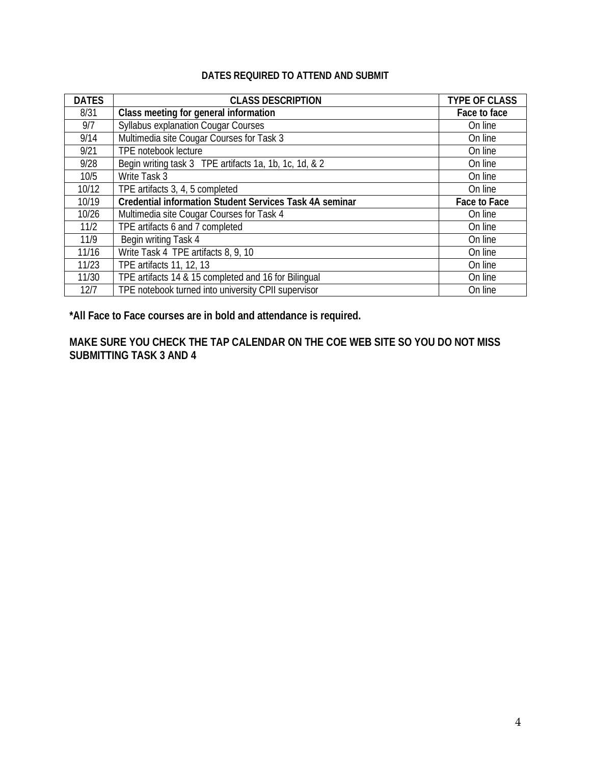## DATES REQUIRED TO ATTEND AND SUBMIT

| DATES | CLASS DESCRIPTION | TYPE OF CLASS |
|---|---|---|
| 8/31 | **Class meeting for general information** | **Face to face** |
| 9/7 | Syllabus explanation Cougar Courses | On line |
| 9/14 | Multimedia site Cougar Courses for Task 3 | On line |
| 9/21 | TPE notebook lecture | On line |
| 9/28 | Begin writing task 3 TPE artifacts 1a, 1b, 1c, 1d, & 2 | On line |
| 10/5 | Write Task 3 | On line |
| 10/12 | TPE artifacts 3, 4, 5 completed | On line |
| 10/19 | **Credential information Student Services Task 4A seminar** | **Face to Face** |
| 10/26 | Multimedia site Cougar Courses for Task 4 | On line |
| 11/2 | TPE artifacts 6 and 7 completed | On line |
| 11/9 | Begin writing Task 4 | On line |
| 11/16 | Write Task 4 TPE artifacts 8, 9, 10 | On line |
| 11/23 | TPE artifacts 11, 12, 13 | On line |
| 11/30 | TPE artifacts 14 & 15 completed and 16 for Bilingual | On line |
| 12/7 | TPE notebook turned into university CPII supervisor | On line |

**\*All Face to Face courses are in bold and attendance is required.**

**MAKE SURE YOU CHECK THE TAP CALENDAR ON THE COE WEB SITE SO YOU DO NOT MISS SUBMITTING TASK 3 AND 4**